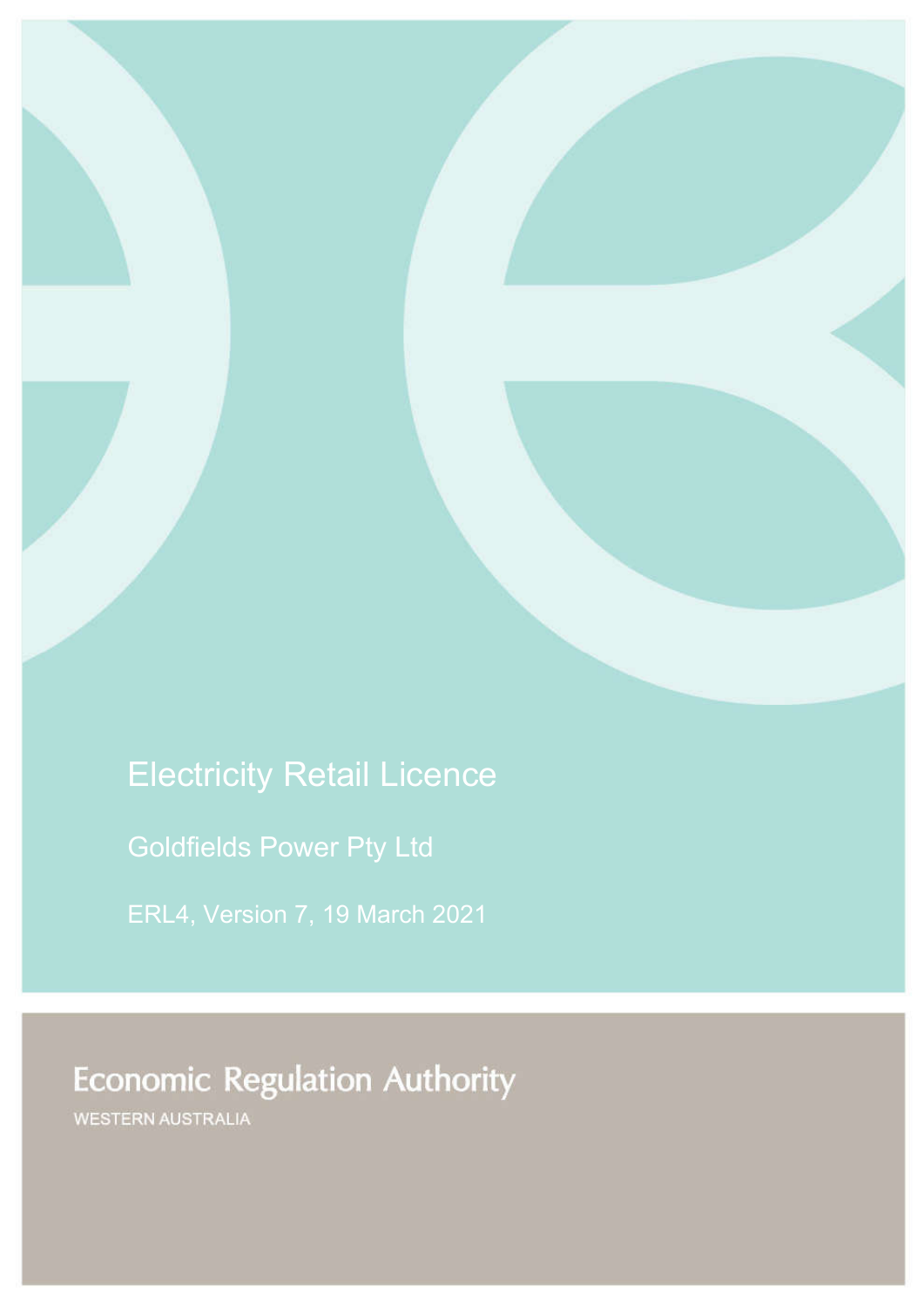# Electricity Retail Licence

## Goldfields Power Pty Ltd

ERL4, Version 7, 19 March 2021

**Economic Regulation Authority**

WESTERN AUSTRALIA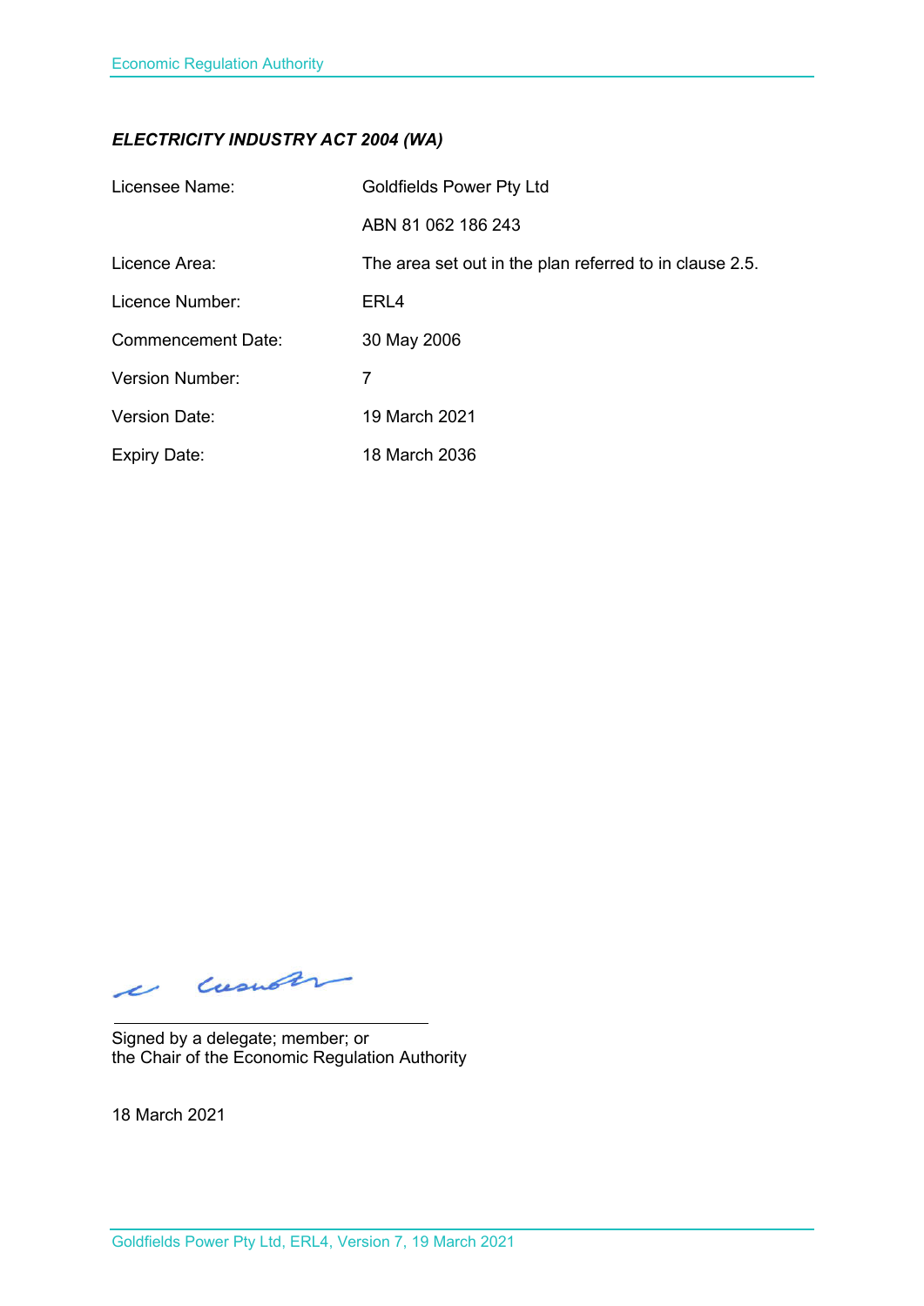***ELECTRICITY INDUSTRY ACT 2004 (WA)***

| | |
|---|---|
| Licensee Name: | Goldfields Power Pty Ltd |
| | ABN 81 062 186 243 |
| Licence Area: | The area set out in the plan referred to in clause 2.5. |
| Licence Number: | ERL4 |
| Commencement Date: | 30 May 2006 |
| Version Number: | 7 |
| Version Date: | 19 March 2021 |
| Expiry Date: | 18 March 2036 |

Signed by a delegate; member; or
the Chair of the Economic Regulation Authority

18 March 2021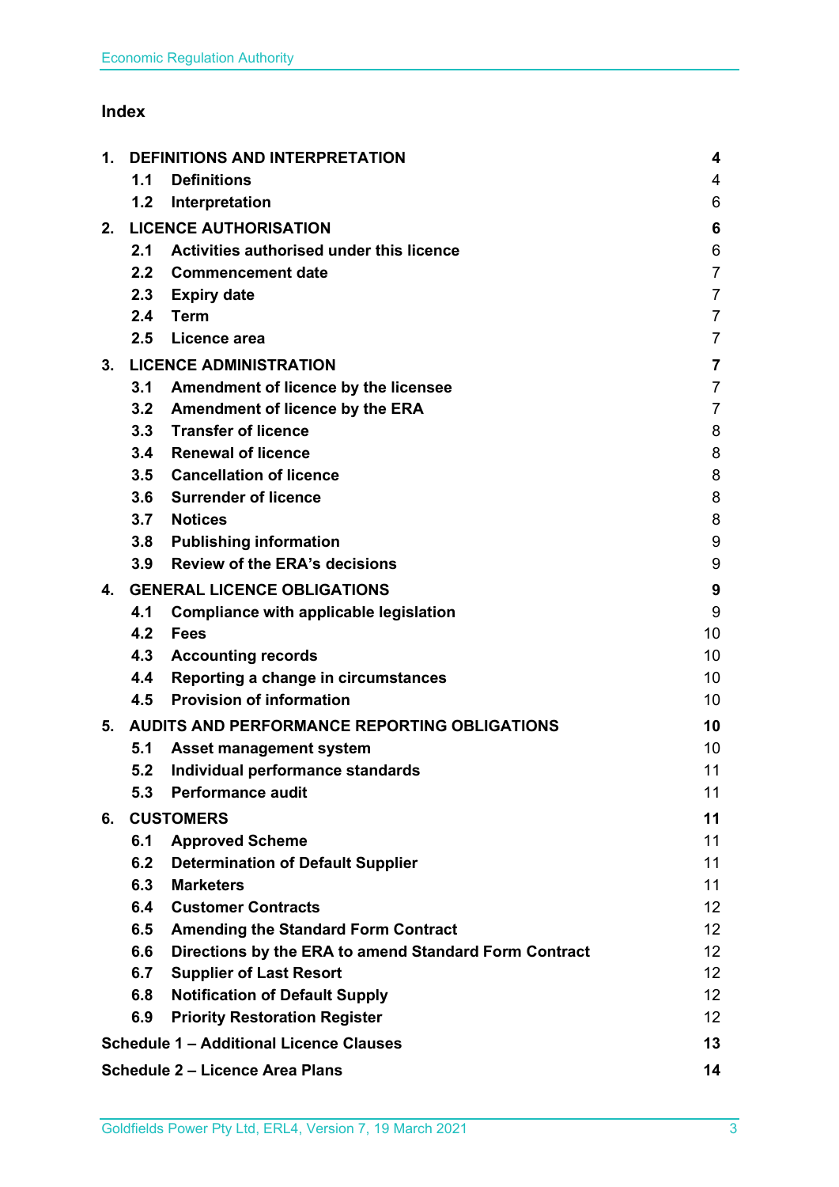## Index

| | | |
|---|---|---|
| **1.** | **DEFINITIONS AND INTERPRETATION** | **4** |
| | **1.1 Definitions** | 4 |
| | **1.2 Interpretation** | 6 |
| **2.** | **LICENCE AUTHORISATION** | **6** |
| | **2.1 Activities authorised under this licence** | 6 |
| | **2.2 Commencement date** | 7 |
| | **2.3 Expiry date** | 7 |
| | **2.4 Term** | 7 |
| | **2.5 Licence area** | 7 |
| **3.** | **LICENCE ADMINISTRATION** | **7** |
| | **3.1 Amendment of licence by the licensee** | 7 |
| | **3.2 Amendment of licence by the ERA** | 7 |
| | **3.3 Transfer of licence** | 8 |
| | **3.4 Renewal of licence** | 8 |
| | **3.5 Cancellation of licence** | 8 |
| | **3.6 Surrender of licence** | 8 |
| | **3.7 Notices** | 8 |
| | **3.8 Publishing information** | 9 |
| | **3.9 Review of the ERA's decisions** | 9 |
| **4.** | **GENERAL LICENCE OBLIGATIONS** | **9** |
| | **4.1 Compliance with applicable legislation** | 9 |
| | **4.2 Fees** | 10 |
| | **4.3 Accounting records** | 10 |
| | **4.4 Reporting a change in circumstances** | 10 |
| | **4.5 Provision of information** | 10 |
| **5.** | **AUDITS AND PERFORMANCE REPORTING OBLIGATIONS** | **10** |
| | **5.1 Asset management system** | 10 |
| | **5.2 Individual performance standards** | 11 |
| | **5.3 Performance audit** | 11 |
| **6.** | **CUSTOMERS** | **11** |
| | **6.1 Approved Scheme** | 11 |
| | **6.2 Determination of Default Supplier** | 11 |
| | **6.3 Marketers** | 11 |
| | **6.4 Customer Contracts** | 12 |
| | **6.5 Amending the Standard Form Contract** | 12 |
| | **6.6 Directions by the ERA to amend Standard Form Contract** | 12 |
| | **6.7 Supplier of Last Resort** | 12 |
| | **6.8 Notification of Default Supply** | 12 |
| | **6.9 Priority Restoration Register** | 12 |
| **Schedule 1 – Additional Licence Clauses** | | **13** |
| **Schedule 2 – Licence Area Plans** | | **14** |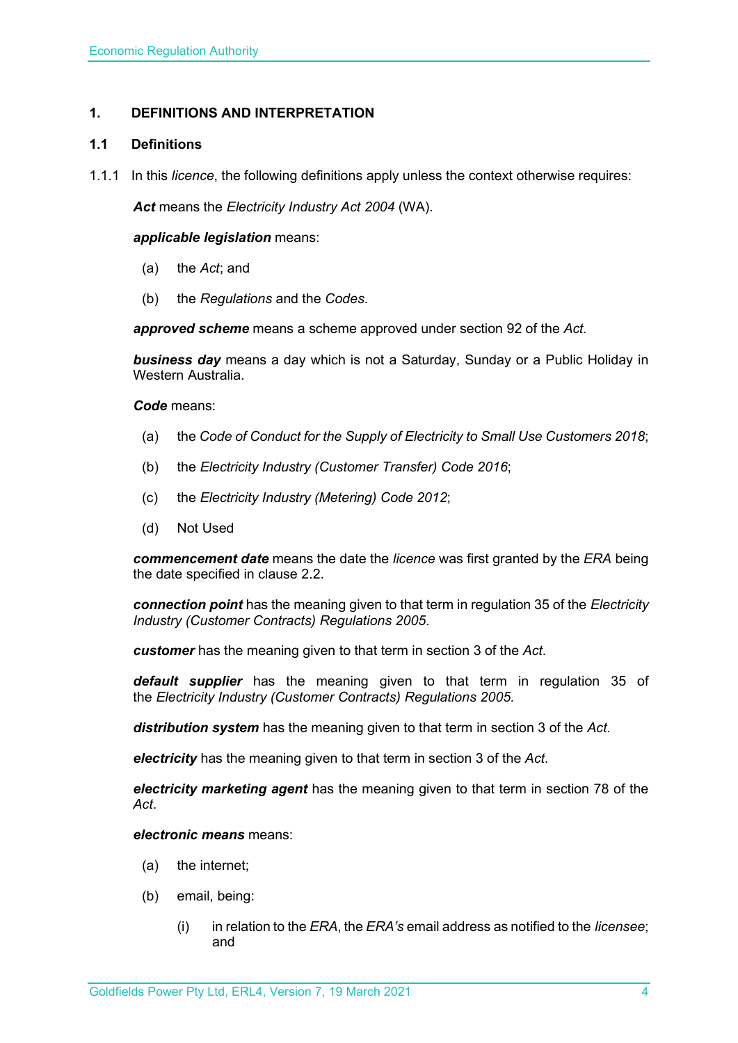## 1. DEFINITIONS AND INTERPRETATION

### 1.1 Definitions

1.1.1 In this *licence*, the following definitions apply unless the context otherwise requires:

***Act*** means the *Electricity Industry Act 2004* (WA).

***applicable legislation*** means:

(a) the *Act*; and

(b) the *Regulations* and the *Codes*.

***approved scheme*** means a scheme approved under section 92 of the *Act.*

***business day*** means a day which is not a Saturday, Sunday or a Public Holiday in Western Australia.

***Code*** means:

(a) the *Code of Conduct for the Supply of Electricity to Small Use Customers 2018*;

(b) the *Electricity Industry (Customer Transfer) Code 2016*;

(c) the *Electricity Industry (Metering) Code 2012*;

(d) Not Used

***commencement date*** means the date the *licence* was first granted by the *ERA* being the date specified in clause 2.2.

***connection point*** has the meaning given to that term in regulation 35 of the *Electricity Industry (Customer Contracts) Regulations 2005*.

***customer*** has the meaning given to that term in section 3 of the *Act*.

***default supplier*** has the meaning given to that term in regulation 35 of the *Electricity Industry (Customer Contracts) Regulations 2005.*

***distribution system*** has the meaning given to that term in section 3 of the *Act*.

***electricity*** has the meaning given to that term in section 3 of the *Act*.

***electricity marketing agent*** has the meaning given to that term in section 78 of the *Act*.

***electronic means*** means:

(a) the internet;

(b) email, being:

(i) in relation to the *ERA*, the *ERA's* email address as notified to the *licensee*; and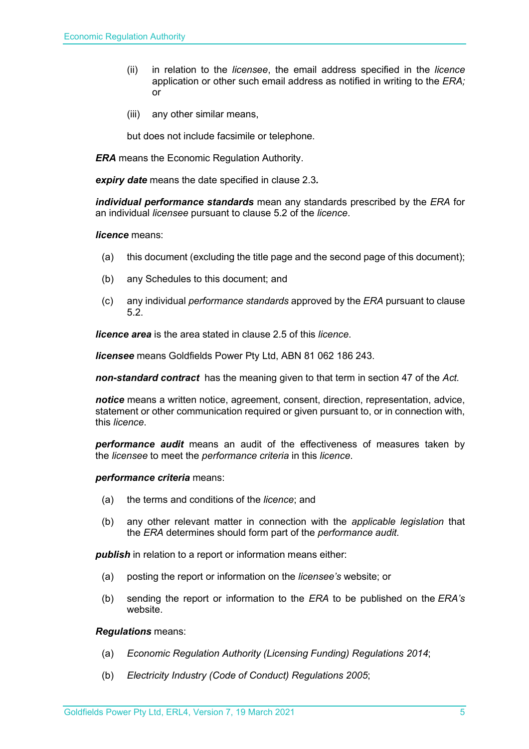(ii) in relation to the *licensee*, the email address specified in the *licence* application or other such email address as notified in writing to the *ERA;* or

(iii) any other similar means,

but does not include facsimile or telephone.

***ERA*** means the Economic Regulation Authority.

***expiry date*** means the date specified in clause 2.3.

***individual performance standards*** mean any standards prescribed by the *ERA* for an individual *licensee* pursuant to clause 5.2 of the *licence*.

***licence*** means:

(a) this document (excluding the title page and the second page of this document);

(b) any Schedules to this document; and

(c) any individual *performance standards* approved by the *ERA* pursuant to clause 5.2.

***licence area*** is the area stated in clause 2.5 of this *licence*.

***licensee*** means Goldfields Power Pty Ltd, ABN 81 062 186 243.

***non-standard contract*** has the meaning given to that term in section 47 of the *Act.*

***notice*** means a written notice, agreement, consent, direction, representation, advice, statement or other communication required or given pursuant to, or in connection with, this *licence*.

***performance audit*** means an audit of the effectiveness of measures taken by the *licensee* to meet the *performance criteria* in this *licence*.

***performance criteria*** means:

(a) the terms and conditions of the *licence*; and

(b) any other relevant matter in connection with the *applicable legislation* that the *ERA* determines should form part of the *performance audit*.

***publish*** in relation to a report or information means either:

(a) posting the report or information on the *licensee's* website; or

(b) sending the report or information to the *ERA* to be published on the *ERA's* website.

***Regulations*** means:

(a) *Economic Regulation Authority (Licensing Funding) Regulations 2014*;

(b) *Electricity Industry (Code of Conduct) Regulations 2005*;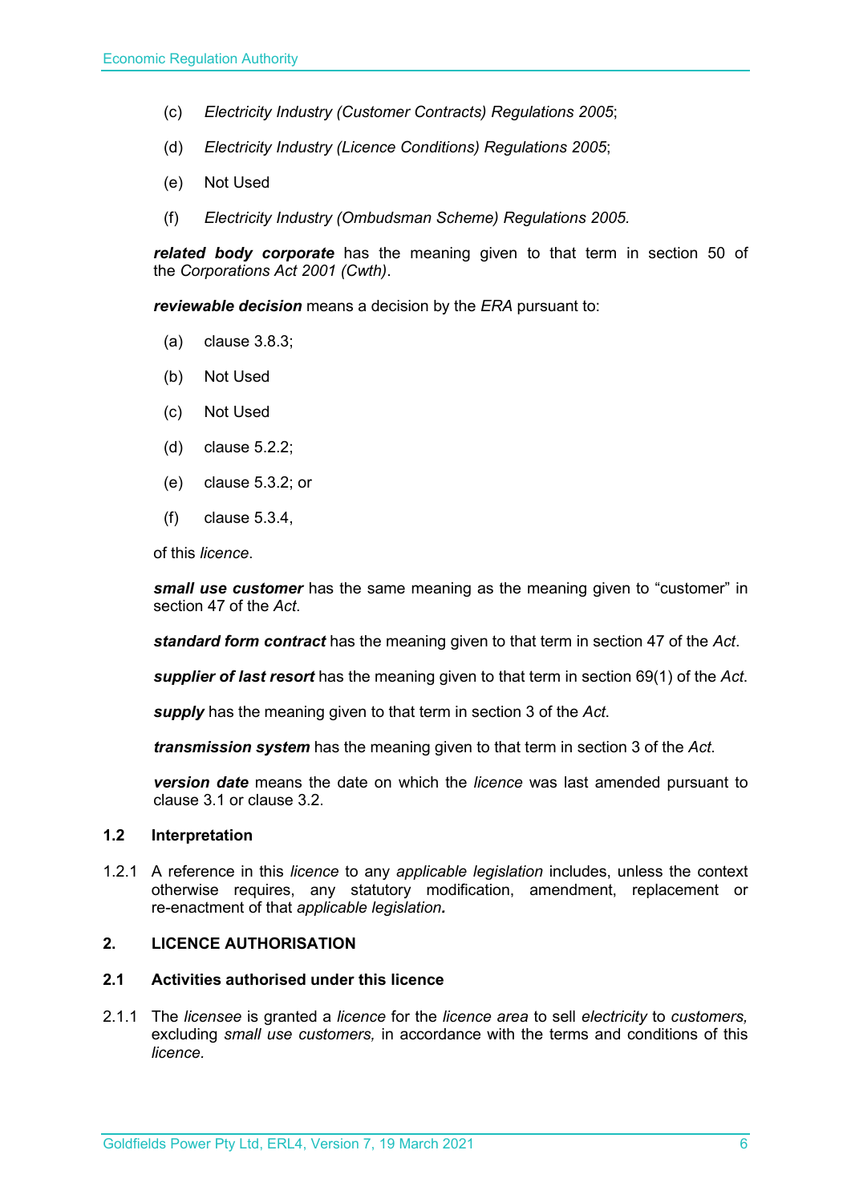(c) *Electricity Industry (Customer Contracts) Regulations 2005*;

(d) *Electricity Industry (Licence Conditions) Regulations 2005*;

(e) Not Used

(f) *Electricity Industry (Ombudsman Scheme) Regulations 2005.*

***related body corporate*** has the meaning given to that term in section 50 of the *Corporations Act 2001 (Cwth)*.

***reviewable decision*** means a decision by the *ERA* pursuant to:

(a) clause 3.8.3;

(b) Not Used

(c) Not Used

(d) clause 5.2.2;

(e) clause 5.3.2; or

(f) clause 5.3.4,

of this *licence*.

***small use customer*** has the same meaning as the meaning given to "customer" in section 47 of the *Act*.

***standard form contract*** has the meaning given to that term in section 47 of the *Act*.

***supplier of last resort*** has the meaning given to that term in section 69(1) of the *Act*.

***supply*** has the meaning given to that term in section 3 of the *Act*.

***transmission system*** has the meaning given to that term in section 3 of the *Act*.

***version date*** means the date on which the *licence* was last amended pursuant to clause 3.1 or clause 3.2.

### 1.2 Interpretation

1.2.1 A reference in this *licence* to any *applicable legislation* includes, unless the context otherwise requires, any statutory modification, amendment, replacement or re-enactment of that *applicable legislation.*

## 2. LICENCE AUTHORISATION

### 2.1 Activities authorised under this licence

2.1.1 The *licensee* is granted a *licence* for the *licence area* to sell *electricity* to *customers,* excluding *small use customers,* in accordance with the terms and conditions of this *licence.*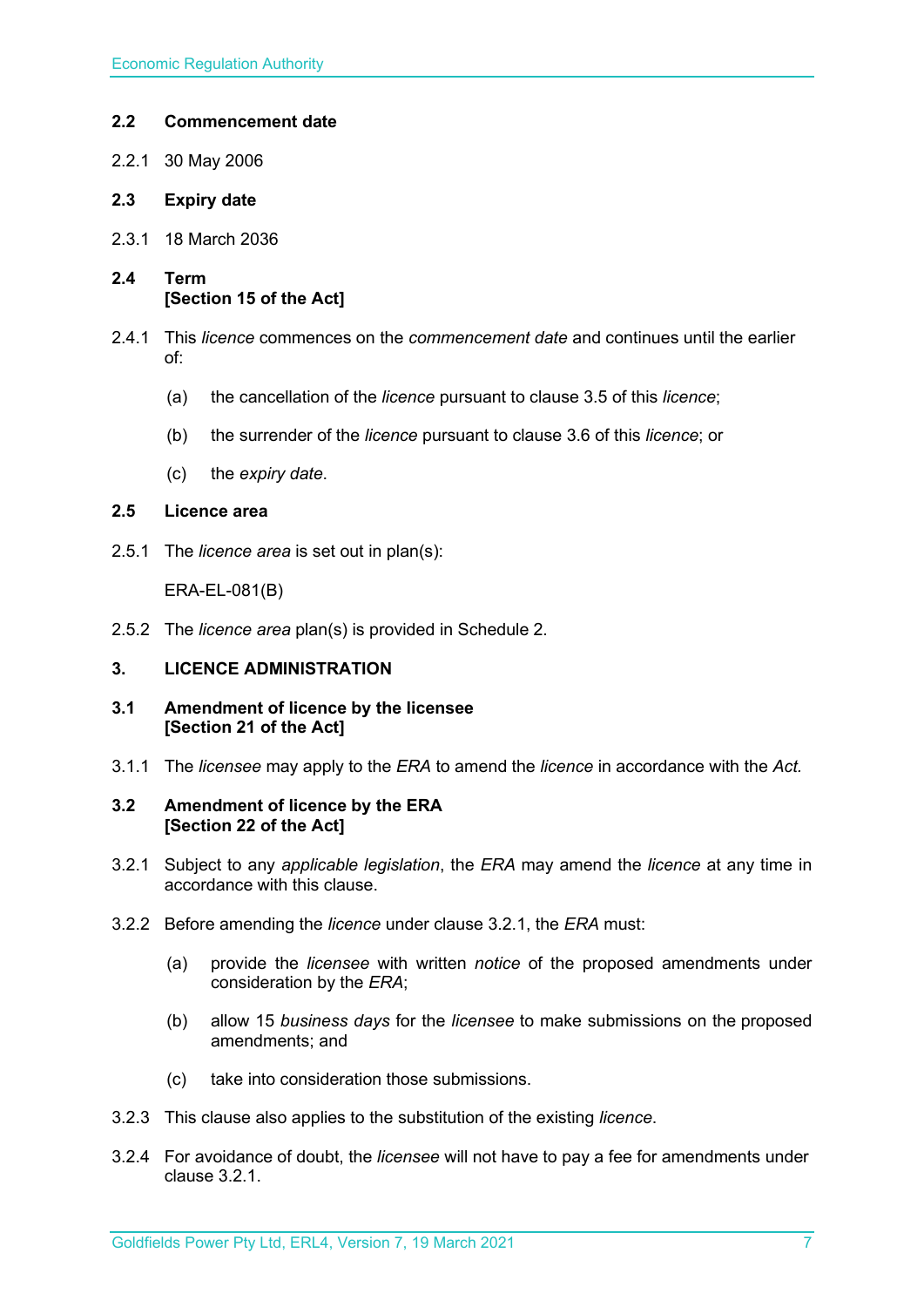### 2.2 Commencement date

2.2.1 30 May 2006

### 2.3 Expiry date

2.3.1 18 March 2036

### 2.4 Term
**[Section 15 of the Act]**

2.4.1 This *licence* commences on the *commencement date* and continues until the earlier of:

(a) the cancellation of the *licence* pursuant to clause 3.5 of this *licence*;

(b) the surrender of the *licence* pursuant to clause 3.6 of this *licence*; or

(c) the *expiry date*.

### 2.5 Licence area

2.5.1 The *licence area* is set out in plan(s):

ERA-EL-081(B)

2.5.2 The *licence area* plan(s) is provided in Schedule 2.

## 3. LICENCE ADMINISTRATION

### 3.1 Amendment of licence by the licensee
**[Section 21 of the Act]**

3.1.1 The *licensee* may apply to the *ERA* to amend the *licence* in accordance with the *Act.*

### 3.2 Amendment of licence by the ERA
**[Section 22 of the Act]**

3.2.1 Subject to any *applicable legislation*, the *ERA* may amend the *licence* at any time in accordance with this clause.

3.2.2 Before amending the *licence* under clause 3.2.1, the *ERA* must:

(a) provide the *licensee* with written *notice* of the proposed amendments under consideration by the *ERA*;

(b) allow 15 *business days* for the *licensee* to make submissions on the proposed amendments; and

(c) take into consideration those submissions.

3.2.3 This clause also applies to the substitution of the existing *licence*.

3.2.4 For avoidance of doubt, the *licensee* will not have to pay a fee for amendments under clause 3.2.1.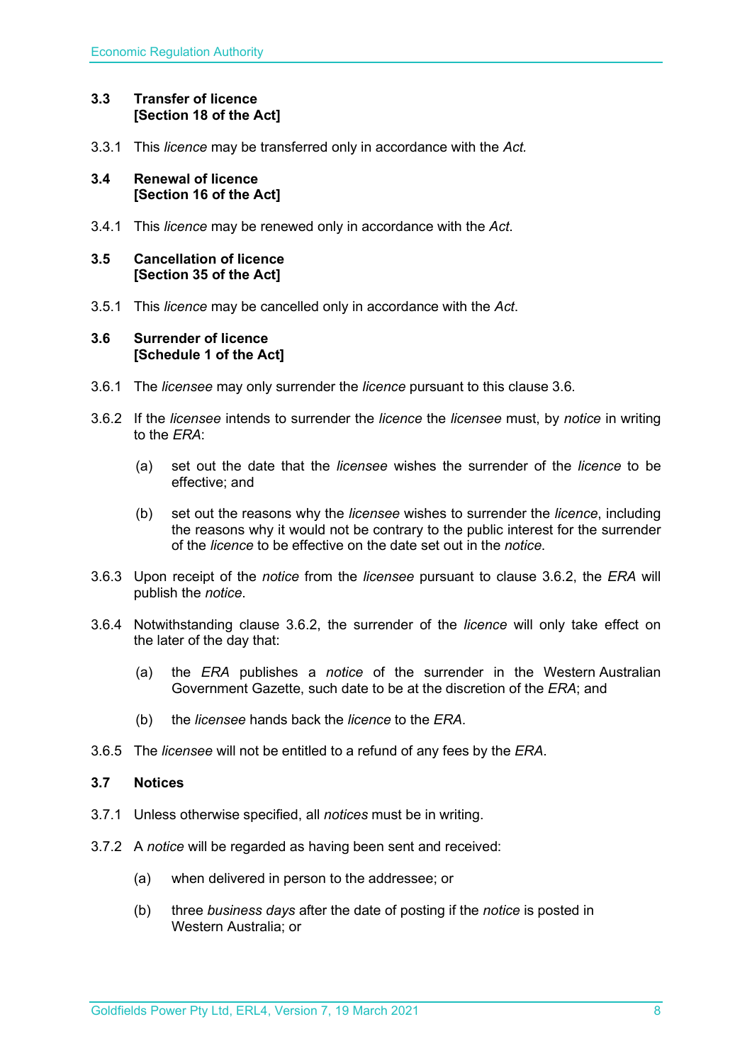### 3.3 Transfer of licence [Section 18 of the Act]

3.3.1 This *licence* may be transferred only in accordance with the *Act.*

### 3.4 Renewal of licence [Section 16 of the Act]

3.4.1 This *licence* may be renewed only in accordance with the *Act*.

### 3.5 Cancellation of licence [Section 35 of the Act]

3.5.1 This *licence* may be cancelled only in accordance with the *Act*.

### 3.6 Surrender of licence [Schedule 1 of the Act]

3.6.1 The *licensee* may only surrender the *licence* pursuant to this clause 3.6.

3.6.2 If the *licensee* intends to surrender the *licence* the *licensee* must, by *notice* in writing to the *ERA*:

(a) set out the date that the *licensee* wishes the surrender of the *licence* to be effective; and

(b) set out the reasons why the *licensee* wishes to surrender the *licence*, including the reasons why it would not be contrary to the public interest for the surrender of the *licence* to be effective on the date set out in the *notice*.

3.6.3 Upon receipt of the *notice* from the *licensee* pursuant to clause 3.6.2, the *ERA* will publish the *notice*.

3.6.4 Notwithstanding clause 3.6.2, the surrender of the *licence* will only take effect on the later of the day that:

(a) the *ERA* publishes a *notice* of the surrender in the Western Australian Government Gazette, such date to be at the discretion of the *ERA*; and

(b) the *licensee* hands back the *licence* to the *ERA*.

3.6.5 The *licensee* will not be entitled to a refund of any fees by the *ERA*.

### 3.7 Notices

3.7.1 Unless otherwise specified, all *notices* must be in writing.

3.7.2 A *notice* will be regarded as having been sent and received:

(a) when delivered in person to the addressee; or

(b) three *business days* after the date of posting if the *notice* is posted in Western Australia; or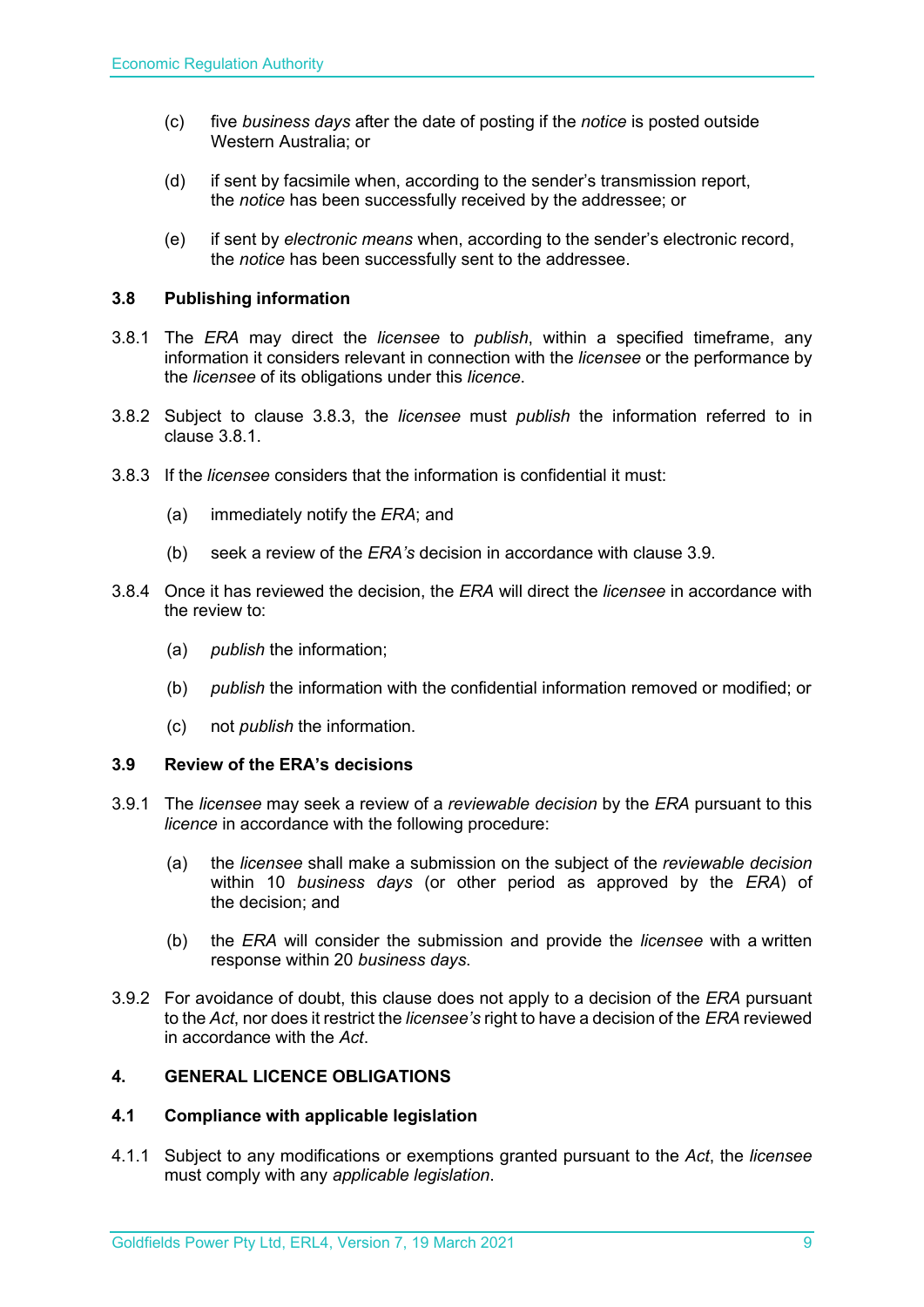(c) five *business days* after the date of posting if the *notice* is posted outside Western Australia; or

(d) if sent by facsimile when, according to the sender's transmission report, the *notice* has been successfully received by the addressee; or

(e) if sent by *electronic means* when, according to the sender's electronic record, the *notice* has been successfully sent to the addressee.

### 3.8 Publishing information

3.8.1 The *ERA* may direct the *licensee* to *publish*, within a specified timeframe, any information it considers relevant in connection with the *licensee* or the performance by the *licensee* of its obligations under this *licence*.

3.8.2 Subject to clause 3.8.3, the *licensee* must *publish* the information referred to in clause 3.8.1.

3.8.3 If the *licensee* considers that the information is confidential it must:

(a) immediately notify the *ERA*; and

(b) seek a review of the *ERA's* decision in accordance with clause 3.9.

3.8.4 Once it has reviewed the decision, the *ERA* will direct the *licensee* in accordance with the review to:

(a) *publish* the information;

(b) *publish* the information with the confidential information removed or modified; or

(c) not *publish* the information.

### 3.9 Review of the ERA's decisions

3.9.1 The *licensee* may seek a review of a *reviewable decision* by the *ERA* pursuant to this *licence* in accordance with the following procedure:

(a) the *licensee* shall make a submission on the subject of the *reviewable decision* within 10 *business days* (or other period as approved by the *ERA*) of the decision; and

(b) the *ERA* will consider the submission and provide the *licensee* with a written response within 20 *business days*.

3.9.2 For avoidance of doubt, this clause does not apply to a decision of the *ERA* pursuant to the *Act*, nor does it restrict the *licensee's* right to have a decision of the *ERA* reviewed in accordance with the *Act*.

## 4. GENERAL LICENCE OBLIGATIONS

### 4.1 Compliance with applicable legislation

4.1.1 Subject to any modifications or exemptions granted pursuant to the *Act*, the *licensee* must comply with any *applicable legislation*.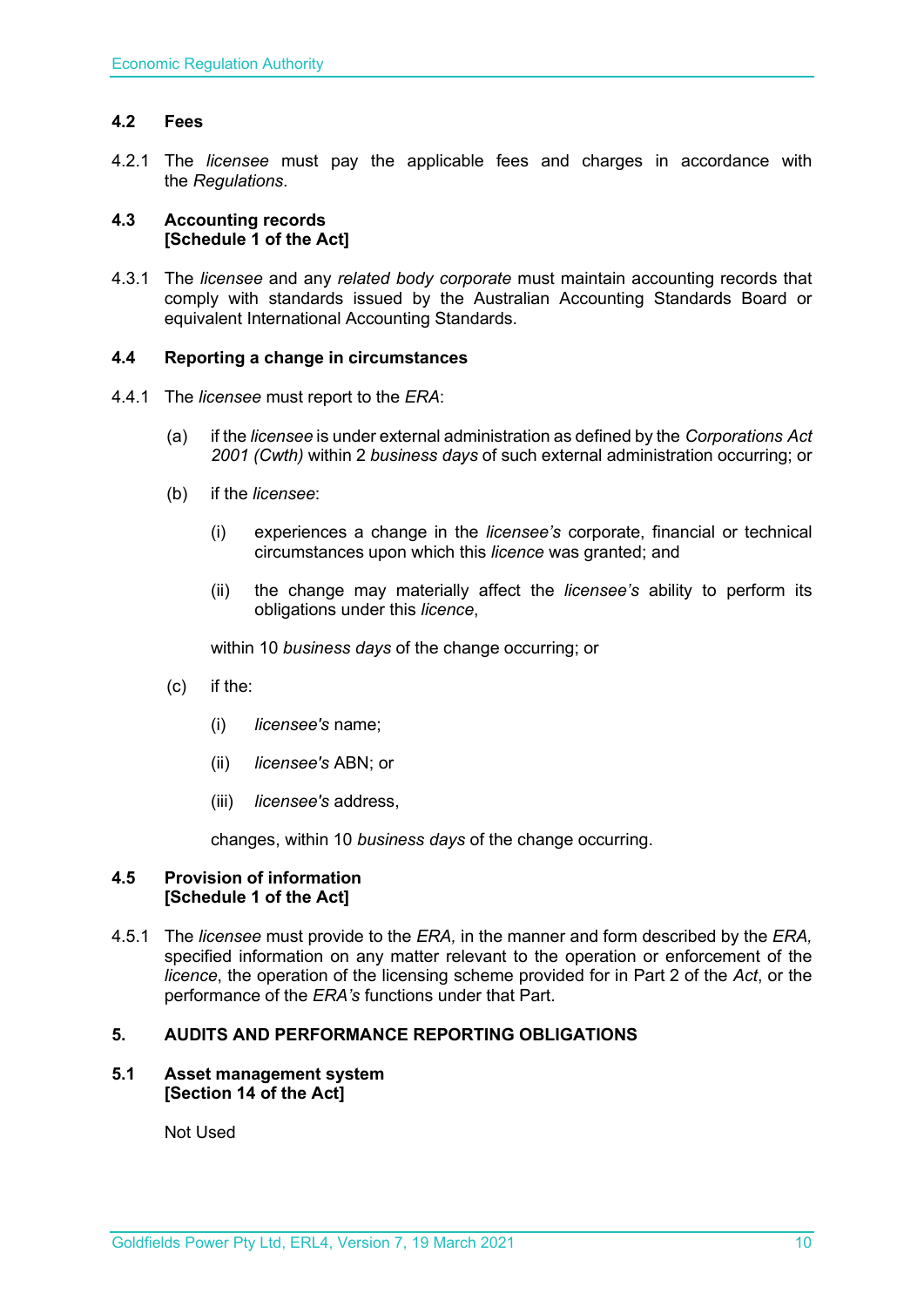### 4.2 Fees

4.2.1 The *licensee* must pay the applicable fees and charges in accordance with the *Regulations*.

### 4.3 Accounting records [Schedule 1 of the Act]

4.3.1 The *licensee* and any *related body corporate* must maintain accounting records that comply with standards issued by the Australian Accounting Standards Board or equivalent International Accounting Standards.

### 4.4 Reporting a change in circumstances

4.4.1 The *licensee* must report to the *ERA*:

(a) if the *licensee* is under external administration as defined by the *Corporations Act 2001 (Cwth)* within 2 *business days* of such external administration occurring; or

(b) if the *licensee*:

(i) experiences a change in the *licensee's* corporate, financial or technical circumstances upon which this *licence* was granted; and

(ii) the change may materially affect the *licensee's* ability to perform its obligations under this *licence*,

within 10 *business days* of the change occurring; or

(c) if the:

(i) *licensee's* name;

(ii) *licensee's* ABN; or

(iii) *licensee's* address,

changes, within 10 *business days* of the change occurring.

### 4.5 Provision of information [Schedule 1 of the Act]

4.5.1 The *licensee* must provide to the *ERA,* in the manner and form described by the *ERA,* specified information on any matter relevant to the operation or enforcement of the *licence*, the operation of the licensing scheme provided for in Part 2 of the *Act*, or the performance of the *ERA's* functions under that Part.

## 5. AUDITS AND PERFORMANCE REPORTING OBLIGATIONS

### 5.1 Asset management system [Section 14 of the Act]

Not Used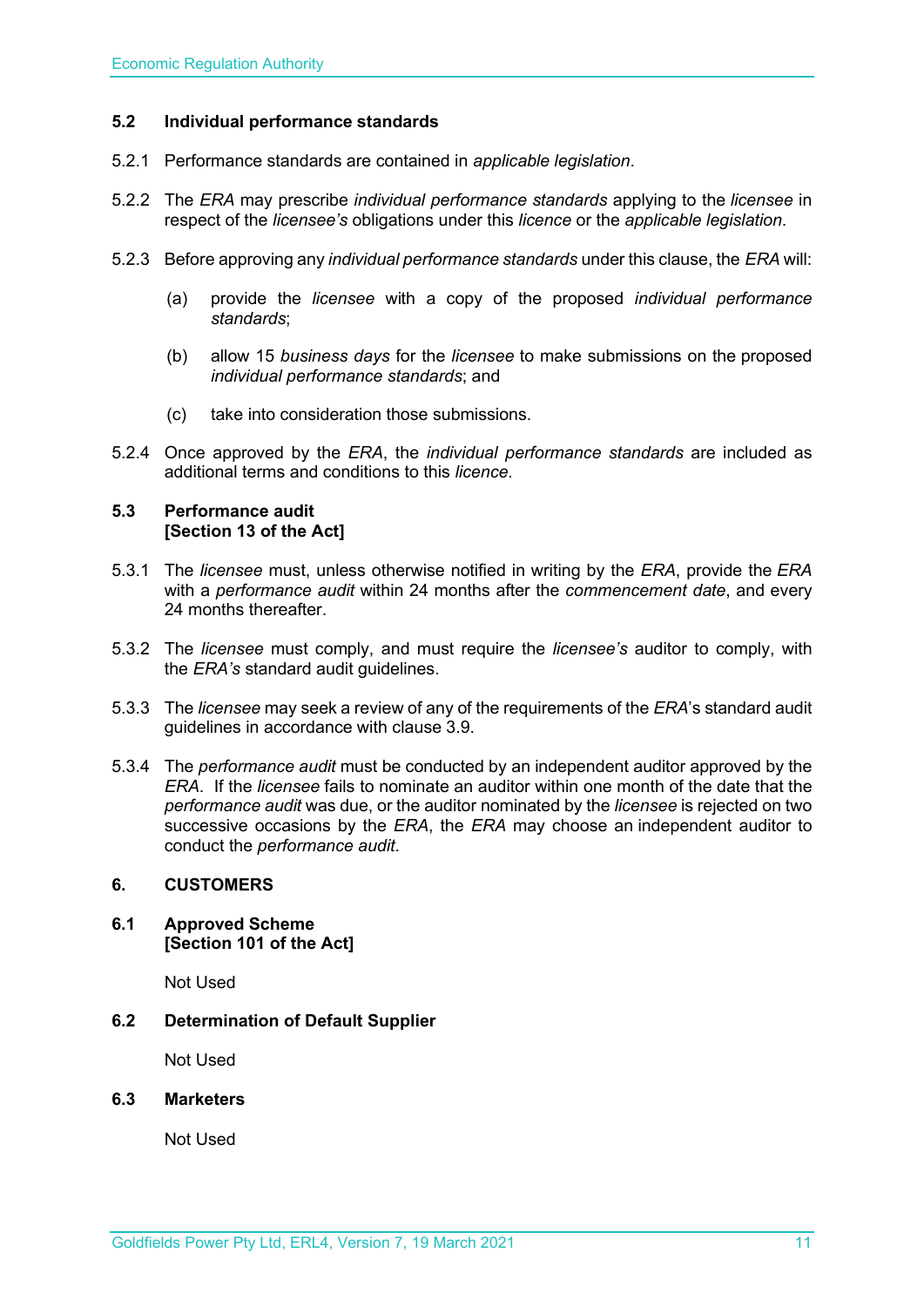### 5.2 Individual performance standards

5.2.1 Performance standards are contained in *applicable legislation*.

5.2.2 The *ERA* may prescribe *individual performance standards* applying to the *licensee* in respect of the *licensee's* obligations under this *licence* or the *applicable legislation*.

5.2.3 Before approving any *individual performance standards* under this clause, the *ERA* will:

(a) provide the *licensee* with a copy of the proposed *individual performance standards*;

(b) allow 15 *business days* for the *licensee* to make submissions on the proposed *individual performance standards*; and

(c) take into consideration those submissions.

5.2.4 Once approved by the *ERA*, the *individual performance standards* are included as additional terms and conditions to this *licence*.

### 5.3 Performance audit [Section 13 of the Act]

5.3.1 The *licensee* must, unless otherwise notified in writing by the *ERA*, provide the *ERA* with a *performance audit* within 24 months after the *commencement date*, and every 24 months thereafter.

5.3.2 The *licensee* must comply, and must require the *licensee's* auditor to comply, with the *ERA's* standard audit guidelines.

5.3.3 The *licensee* may seek a review of any of the requirements of the *ERA*'s standard audit guidelines in accordance with clause 3.9.

5.3.4 The *performance audit* must be conducted by an independent auditor approved by the *ERA*. If the *licensee* fails to nominate an auditor within one month of the date that the *performance audit* was due, or the auditor nominated by the *licensee* is rejected on two successive occasions by the *ERA*, the *ERA* may choose an independent auditor to conduct the *performance audit*.

## 6. CUSTOMERS

### 6.1 Approved Scheme [Section 101 of the Act]

Not Used

### 6.2 Determination of Default Supplier

Not Used

### 6.3 Marketers

Not Used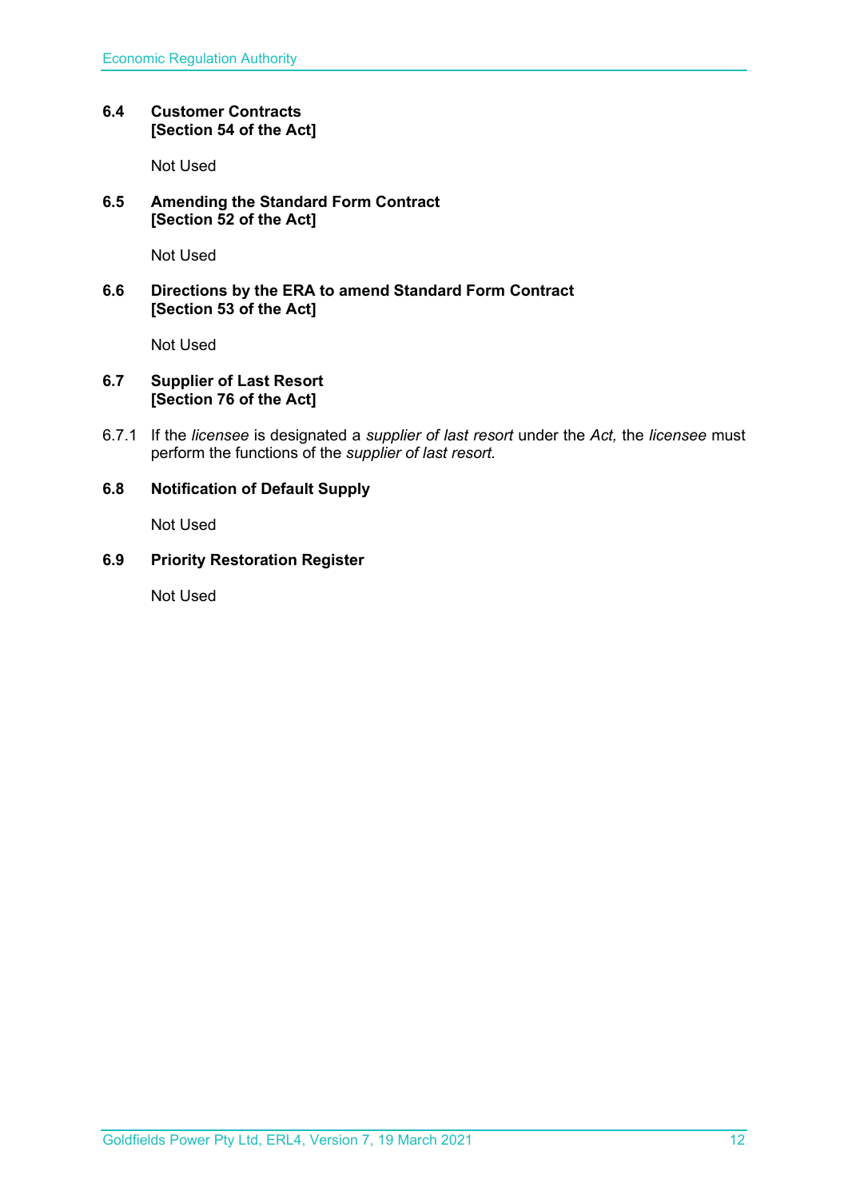### 6.4 Customer Contracts
**[Section 54 of the Act]**

Not Used

### 6.5 Amending the Standard Form Contract
**[Section 52 of the Act]**

Not Used

### 6.6 Directions by the ERA to amend Standard Form Contract
**[Section 53 of the Act]**

Not Used

### 6.7 Supplier of Last Resort
**[Section 76 of the Act]**

6.7.1 If the *licensee* is designated a *supplier of last resort* under the *Act,* the *licensee* must perform the functions of the *supplier of last resort*.

### 6.8 Notification of Default Supply

Not Used

### 6.9 Priority Restoration Register

Not Used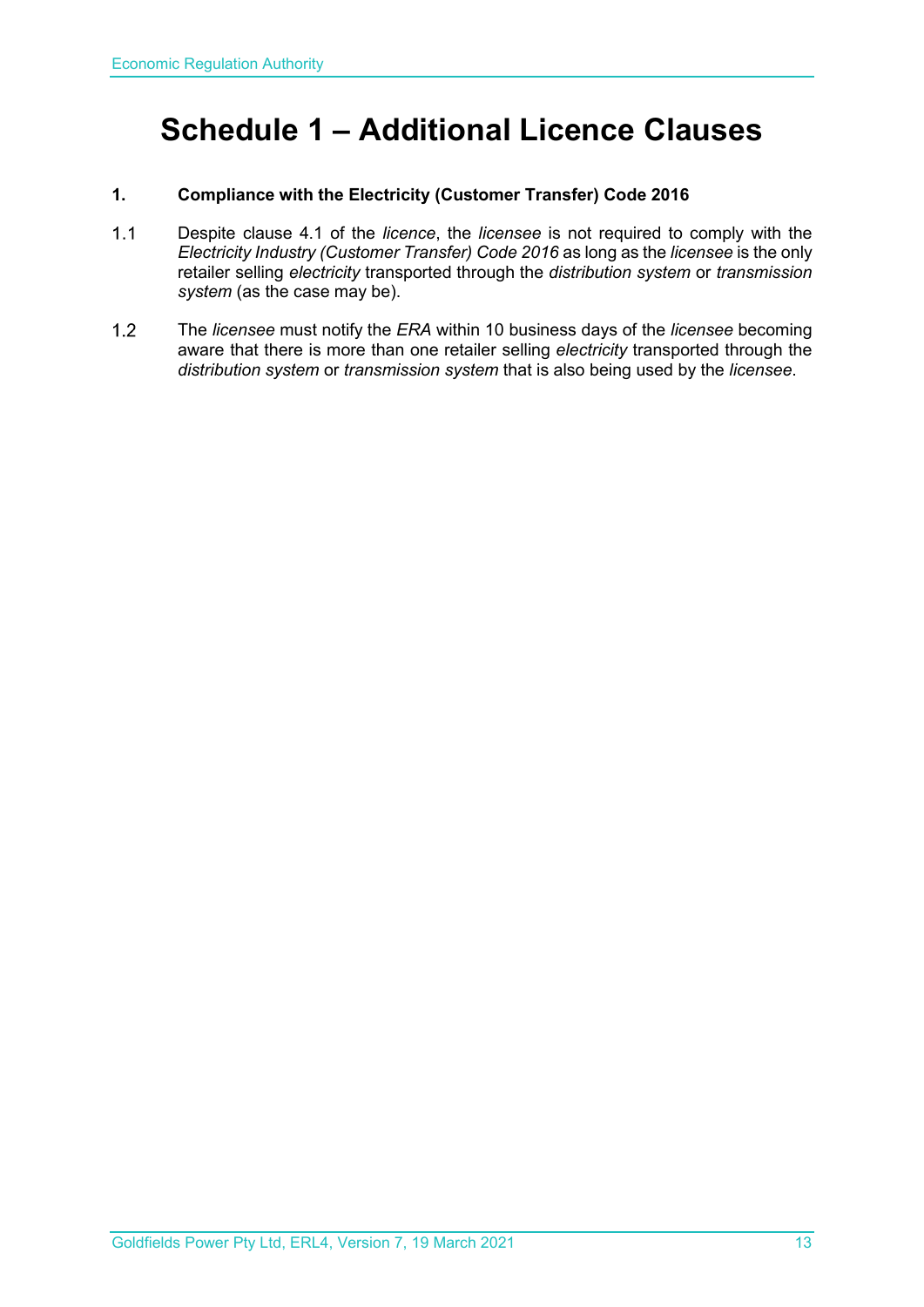# Schedule 1 – Additional Licence Clauses

**1. Compliance with the Electricity (Customer Transfer) Code 2016**

1.1 Despite clause 4.1 of the *licence*, the *licensee* is not required to comply with the *Electricity Industry (Customer Transfer) Code 2016* as long as the *licensee* is the only retailer selling *electricity* transported through the *distribution system* or *transmission system* (as the case may be).

1.2 The *licensee* must notify the *ERA* within 10 business days of the *licensee* becoming aware that there is more than one retailer selling *electricity* transported through the *distribution system* or *transmission system* that is also being used by the *licensee*.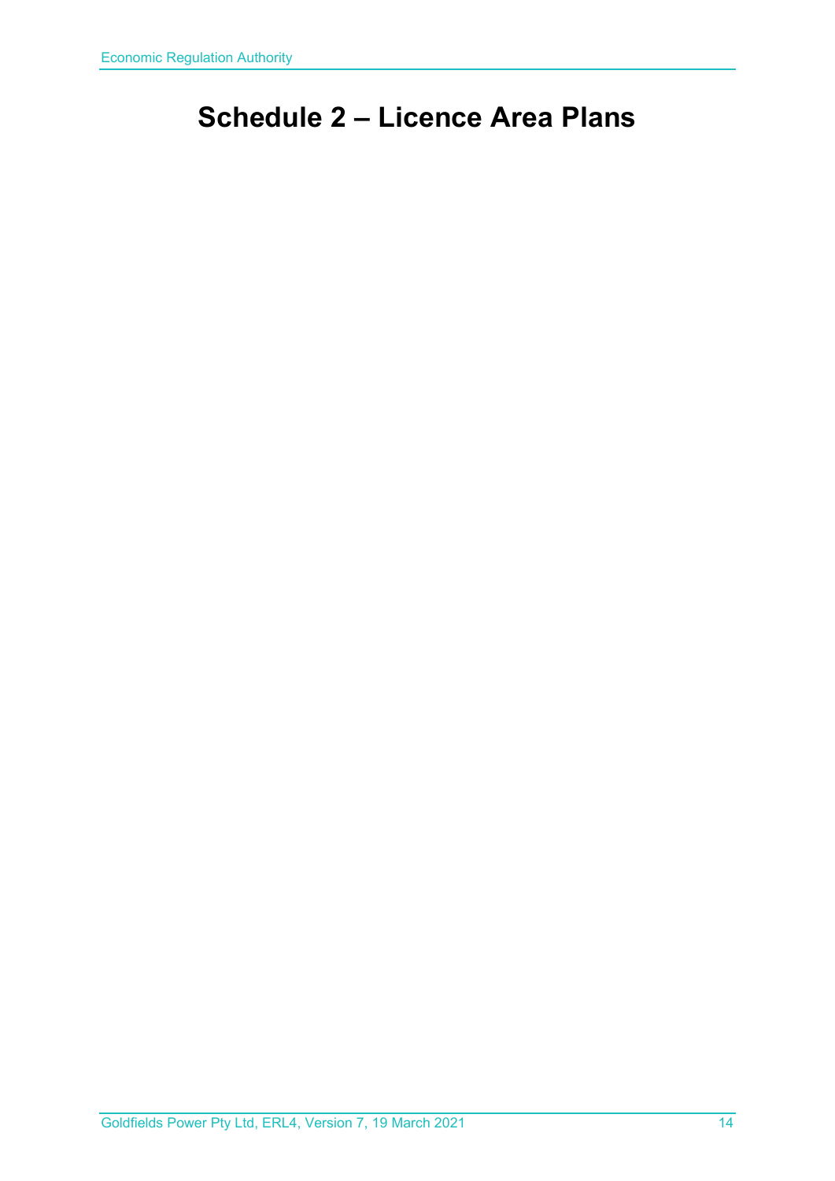# Schedule 2 – Licence Area Plans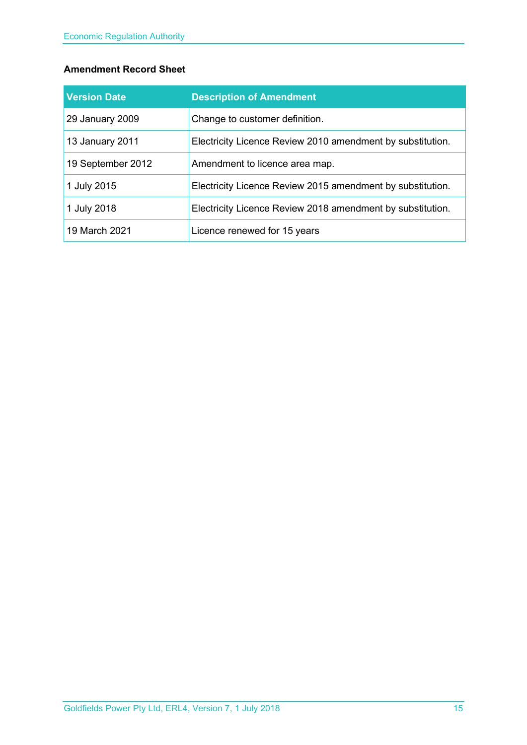**Amendment Record Sheet**

| Version Date | Description of Amendment |
| --- | --- |
| 29 January 2009 | Change to customer definition. |
| 13 January 2011 | Electricity Licence Review 2010 amendment by substitution. |
| 19 September 2012 | Amendment to licence area map. |
| 1 July 2015 | Electricity Licence Review 2015 amendment by substitution. |
| 1 July 2018 | Electricity Licence Review 2018 amendment by substitution. |
| 19 March 2021 | Licence renewed for 15 years |